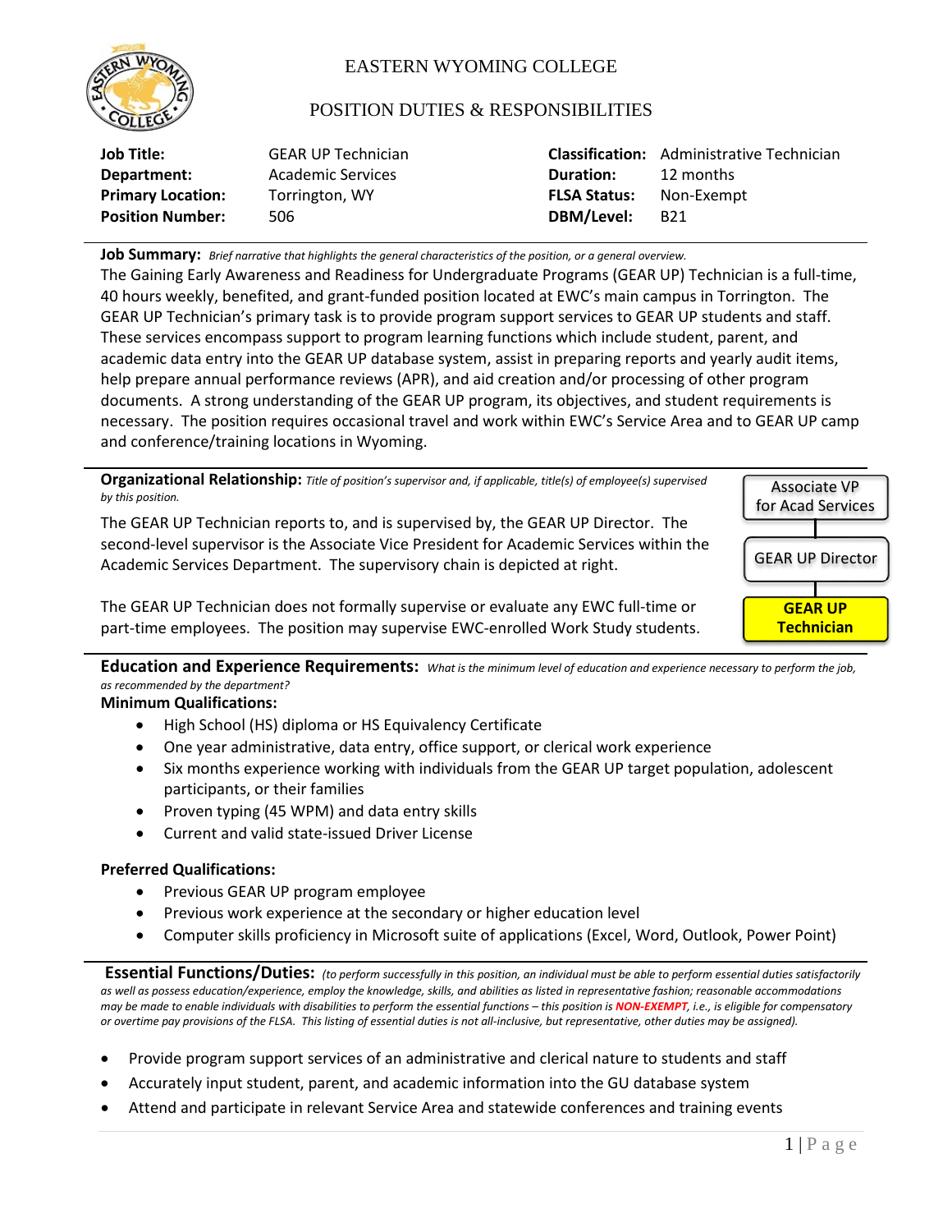# EASTERN WYOMING COLLEGE

## POSITION DUTIES & RESPONSIBILITIES

| | | | |
|---|---|---|---|
| **Job Title:** | GEAR UP Technician | **Classification:** | Administrative Technician |
| **Department:** | Academic Services | **Duration:** | 12 months |
| **Primary Location:** | Torrington, WY | **FLSA Status:** | Non-Exempt |
| **Position Number:** | 506 | **DBM/Level:** | B21 |

**Job Summary:** *Brief narrative that highlights the general characteristics of the position, or a general overview.*

The Gaining Early Awareness and Readiness for Undergraduate Programs (GEAR UP) Technician is a full-time, 40 hours weekly, benefited, and grant-funded position located at EWC's main campus in Torrington. The GEAR UP Technician's primary task is to provide program support services to GEAR UP students and staff. These services encompass support to program learning functions which include student, parent, and academic data entry into the GEAR UP database system, assist in preparing reports and yearly audit items, help prepare annual performance reviews (APR), and aid creation and/or processing of other program documents. A strong understanding of the GEAR UP program, its objectives, and student requirements is necessary. The position requires occasional travel and work within EWC's Service Area and to GEAR UP camp and conference/training locations in Wyoming.

**Organizational Relationship:** *Title of position's supervisor and, if applicable, title(s) of employee(s) supervised by this position.*

The GEAR UP Technician reports to, and is supervised by, the GEAR UP Director. The second-level supervisor is the Associate Vice President for Academic Services within the Academic Services Department. The supervisory chain is depicted at right.

Associate VP for Acad Services → GEAR UP Director → **GEAR UP Technician**

The GEAR UP Technician does not formally supervise or evaluate any EWC full-time or part-time employees. The position may supervise EWC-enrolled Work Study students.

**Education and Experience Requirements:** *What is the minimum level of education and experience necessary to perform the job, as recommended by the department?*

**Minimum Qualifications:**

- High School (HS) diploma or HS Equivalency Certificate
- One year administrative, data entry, office support, or clerical work experience
- Six months experience working with individuals from the GEAR UP target population, adolescent participants, or their families
- Proven typing (45 WPM) and data entry skills
- Current and valid state-issued Driver License

**Preferred Qualifications:**

- Previous GEAR UP program employee
- Previous work experience at the secondary or higher education level
- Computer skills proficiency in Microsoft suite of applications (Excel, Word, Outlook, Power Point)

**Essential Functions/Duties:** *(to perform successfully in this position, an individual must be able to perform essential duties satisfactorily as well as possess education/experience, employ the knowledge, skills, and abilities as listed in representative fashion; reasonable accommodations may be made to enable individuals with disabilities to perform the essential functions – this position is* ***NON-EXEMPT****, i.e., is eligible for compensatory or overtime pay provisions of the FLSA. This listing of essential duties is not all-inclusive, but representative, other duties may be assigned).*

- Provide program support services of an administrative and clerical nature to students and staff
- Accurately input student, parent, and academic information into the GU database system
- Attend and participate in relevant Service Area and statewide conferences and training events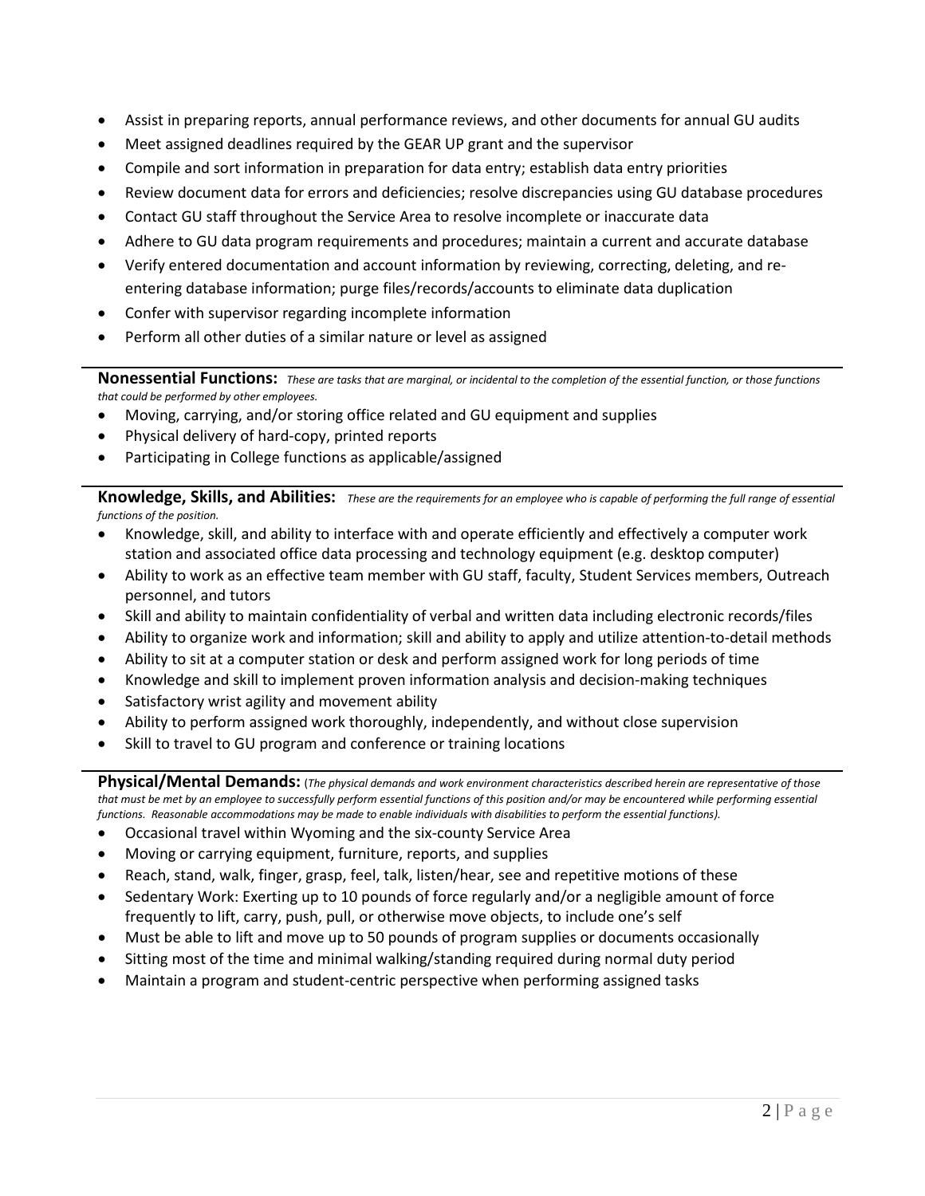- Assist in preparing reports, annual performance reviews, and other documents for annual GU audits
- Meet assigned deadlines required by the GEAR UP grant and the supervisor
- Compile and sort information in preparation for data entry; establish data entry priorities
- Review document data for errors and deficiencies; resolve discrepancies using GU database procedures
- Contact GU staff throughout the Service Area to resolve incomplete or inaccurate data
- Adhere to GU data program requirements and procedures; maintain a current and accurate database
- Verify entered documentation and account information by reviewing, correcting, deleting, and re-entering database information; purge files/records/accounts to eliminate data duplication
- Confer with supervisor regarding incomplete information
- Perform all other duties of a similar nature or level as assigned

**Nonessential Functions:** *These are tasks that are marginal, or incidental to the completion of the essential function, or those functions that could be performed by other employees.*

- Moving, carrying, and/or storing office related and GU equipment and supplies
- Physical delivery of hard-copy, printed reports
- Participating in College functions as applicable/assigned

**Knowledge, Skills, and Abilities:** *These are the requirements for an employee who is capable of performing the full range of essential functions of the position.*

- Knowledge, skill, and ability to interface with and operate efficiently and effectively a computer work station and associated office data processing and technology equipment (e.g. desktop computer)
- Ability to work as an effective team member with GU staff, faculty, Student Services members, Outreach personnel, and tutors
- Skill and ability to maintain confidentiality of verbal and written data including electronic records/files
- Ability to organize work and information; skill and ability to apply and utilize attention-to-detail methods
- Ability to sit at a computer station or desk and perform assigned work for long periods of time
- Knowledge and skill to implement proven information analysis and decision-making techniques
- Satisfactory wrist agility and movement ability
- Ability to perform assigned work thoroughly, independently, and without close supervision
- Skill to travel to GU program and conference or training locations

**Physical/Mental Demands:** (*The physical demands and work environment characteristics described herein are representative of those that must be met by an employee to successfully perform essential functions of this position and/or may be encountered while performing essential functions. Reasonable accommodations may be made to enable individuals with disabilities to perform the essential functions).*

- Occasional travel within Wyoming and the six-county Service Area
- Moving or carrying equipment, furniture, reports, and supplies
- Reach, stand, walk, finger, grasp, feel, talk, listen/hear, see and repetitive motions of these
- Sedentary Work: Exerting up to 10 pounds of force regularly and/or a negligible amount of force frequently to lift, carry, push, pull, or otherwise move objects, to include one's self
- Must be able to lift and move up to 50 pounds of program supplies or documents occasionally
- Sitting most of the time and minimal walking/standing required during normal duty period
- Maintain a program and student-centric perspective when performing assigned tasks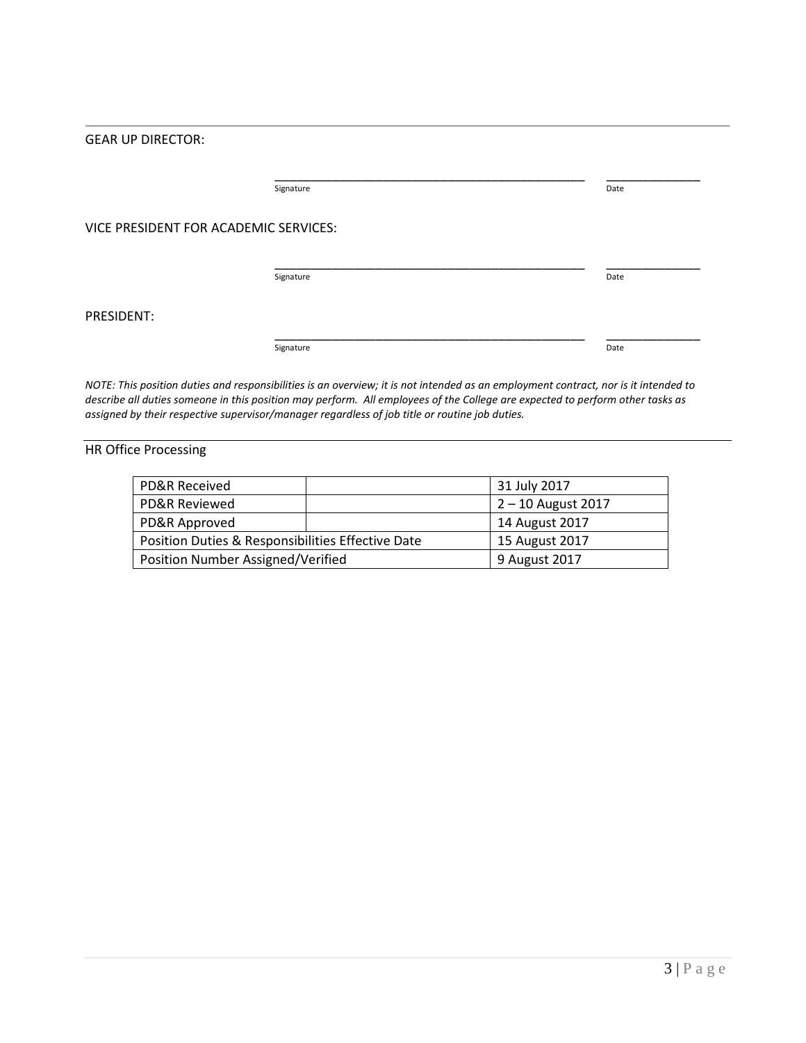GEAR UP DIRECTOR:

_____________________________________________ _____________
Signature Date

VICE PRESIDENT FOR ACADEMIC SERVICES:

_____________________________________________ _____________
Signature Date

PRESIDENT:

_____________________________________________ _____________
Signature Date

*NOTE: This position duties and responsibilities is an overview; it is not intended as an employment contract, nor is it intended to describe all duties someone in this position may perform. All employees of the College are expected to perform other tasks as assigned by their respective supervisor/manager regardless of job title or routine job duties.*

HR Office Processing

| | | |
|---|---|---|
| PD&R Received | | 31 July 2017 |
| PD&R Reviewed | | 2 – 10 August 2017 |
| PD&R Approved | | 14 August 2017 |
| Position Duties & Responsibilities Effective Date | | 15 August 2017 |
| Position Number Assigned/Verified | | 9 August 2017 |